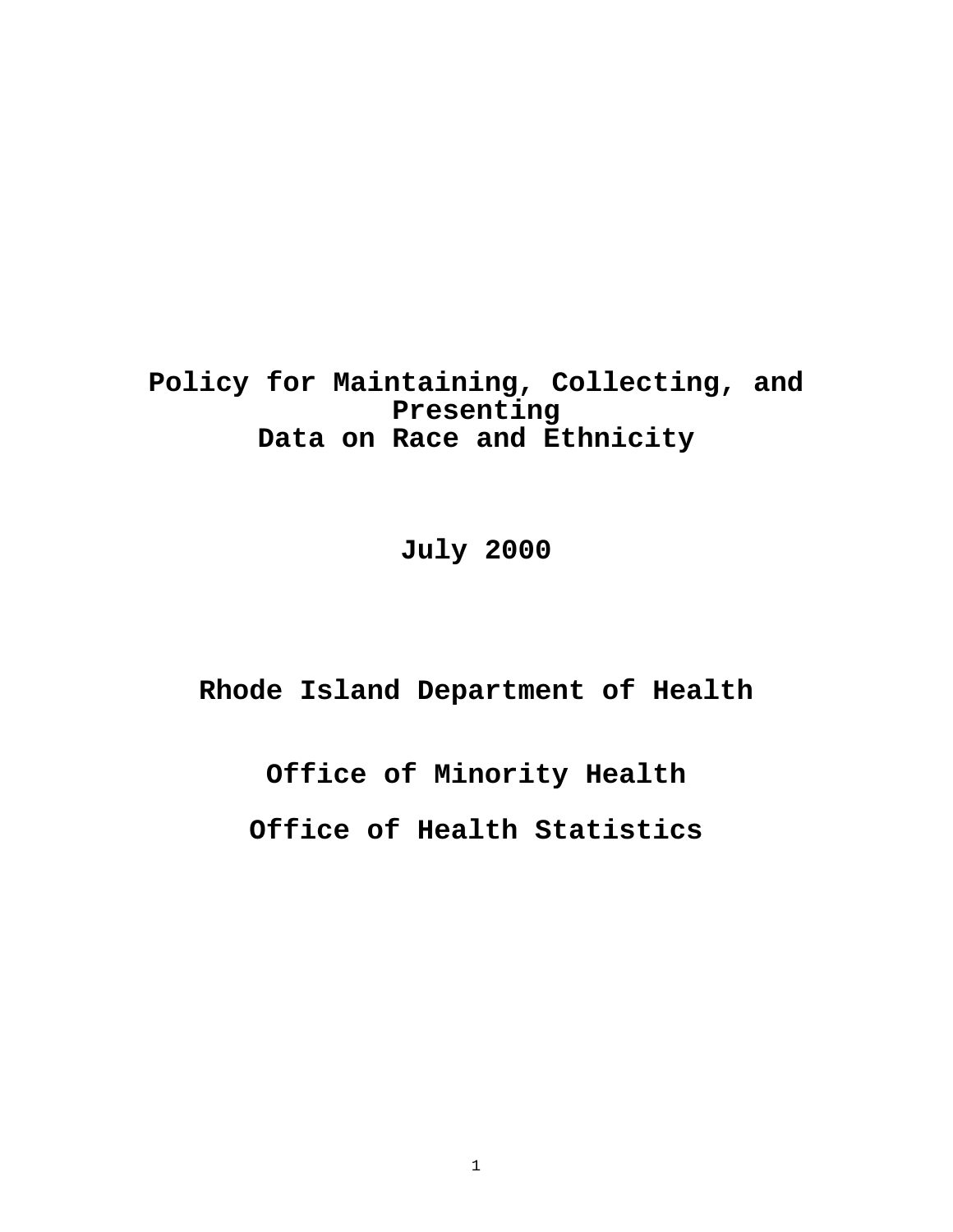# Policy for Maintaining, Collecting, and Presenting Data on Race and Ethnicity

**July 2000**

**Rhode Island Department of Health**

**Office of Minority Health**

**Office of Health Statistics**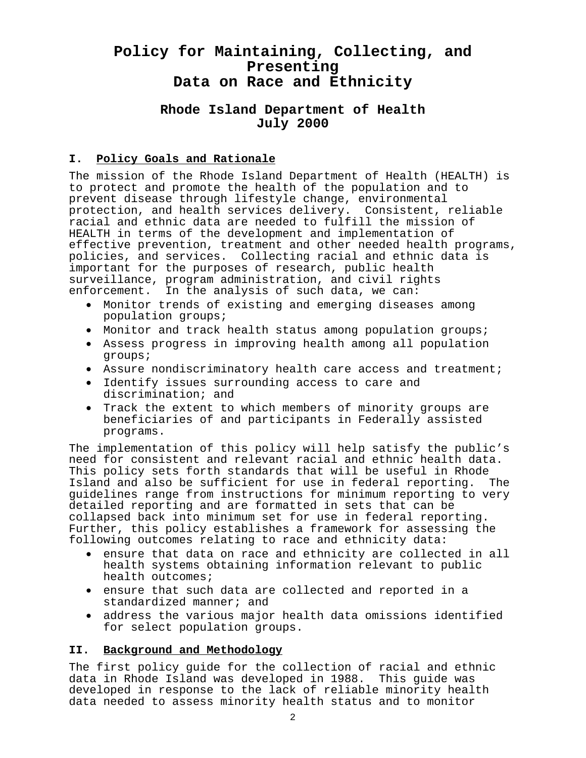# Policy for Maintaining, Collecting, and Presenting Data on Race and Ethnicity

## Rhode Island Department of Health
## July 2000

### I. Policy Goals and Rationale

The mission of the Rhode Island Department of Health (HEALTH) is to protect and promote the health of the population and to prevent disease through lifestyle change, environmental protection, and health services delivery. Consistent, reliable racial and ethnic data are needed to fulfill the mission of HEALTH in terms of the development and implementation of effective prevention, treatment and other needed health programs, policies, and services. Collecting racial and ethnic data is important for the purposes of research, public health surveillance, program administration, and civil rights enforcement. In the analysis of such data, we can:

- Monitor trends of existing and emerging diseases among population groups;
- Monitor and track health status among population groups;
- Assess progress in improving health among all population groups;
- Assure nondiscriminatory health care access and treatment;
- Identify issues surrounding access to care and discrimination; and
- Track the extent to which members of minority groups are beneficiaries of and participants in Federally assisted programs.

The implementation of this policy will help satisfy the public's need for consistent and relevant racial and ethnic health data. This policy sets forth standards that will be useful in Rhode Island and also be sufficient for use in federal reporting. The guidelines range from instructions for minimum reporting to very detailed reporting and are formatted in sets that can be collapsed back into minimum set for use in federal reporting. Further, this policy establishes a framework for assessing the following outcomes relating to race and ethnicity data:

- ensure that data on race and ethnicity are collected in all health systems obtaining information relevant to public health outcomes;
- ensure that such data are collected and reported in a standardized manner; and
- address the various major health data omissions identified for select population groups.

### II. Background and Methodology

The first policy guide for the collection of racial and ethnic data in Rhode Island was developed in 1988. This guide was developed in response to the lack of reliable minority health data needed to assess minority health status and to monitor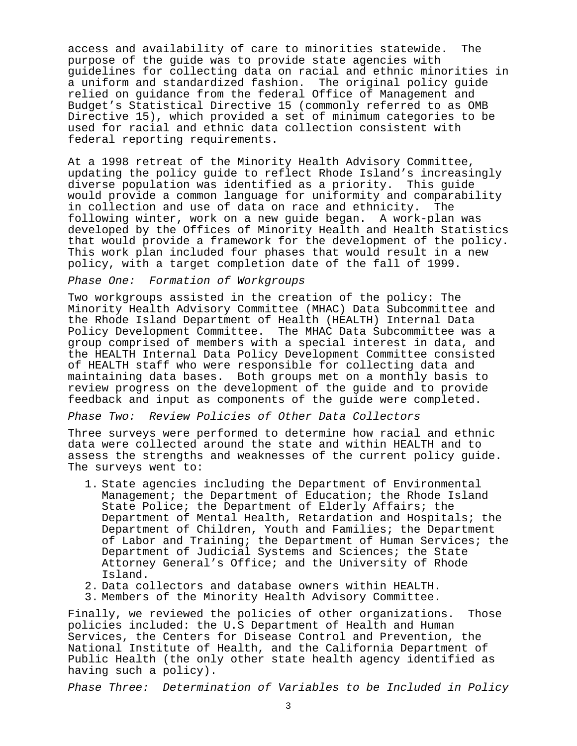access and availability of care to minorities statewide. The purpose of the guide was to provide state agencies with guidelines for collecting data on racial and ethnic minorities in a uniform and standardized fashion. The original policy guide relied on guidance from the federal Office of Management and Budget's Statistical Directive 15 (commonly referred to as OMB Directive 15), which provided a set of minimum categories to be used for racial and ethnic data collection consistent with federal reporting requirements.

At a 1998 retreat of the Minority Health Advisory Committee, updating the policy guide to reflect Rhode Island's increasingly diverse population was identified as a priority. This guide would provide a common language for uniformity and comparability in collection and use of data on race and ethnicity. The following winter, work on a new guide began. A work-plan was developed by the Offices of Minority Health and Health Statistics that would provide a framework for the development of the policy. This work plan included four phases that would result in a new policy, with a target completion date of the fall of 1999.

*Phase One: Formation of Workgroups*

Two workgroups assisted in the creation of the policy: The Minority Health Advisory Committee (MHAC) Data Subcommittee and the Rhode Island Department of Health (HEALTH) Internal Data Policy Development Committee. The MHAC Data Subcommittee was a group comprised of members with a special interest in data, and the HEALTH Internal Data Policy Development Committee consisted of HEALTH staff who were responsible for collecting data and maintaining data bases. Both groups met on a monthly basis to review progress on the development of the guide and to provide feedback and input as components of the guide were completed.

*Phase Two: Review Policies of Other Data Collectors*

Three surveys were performed to determine how racial and ethnic data were collected around the state and within HEALTH and to assess the strengths and weaknesses of the current policy guide. The surveys went to:

1. State agencies including the Department of Environmental Management; the Department of Education; the Rhode Island State Police; the Department of Elderly Affairs; the Department of Mental Health, Retardation and Hospitals; the Department of Children, Youth and Families; the Department of Labor and Training; the Department of Human Services; the Department of Judicial Systems and Sciences; the State Attorney General's Office; and the University of Rhode Island.
2. Data collectors and database owners within HEALTH.
3. Members of the Minority Health Advisory Committee.

Finally, we reviewed the policies of other organizations. Those policies included: the U.S Department of Health and Human Services, the Centers for Disease Control and Prevention, the National Institute of Health, and the California Department of Public Health (the only other state health agency identified as having such a policy).

*Phase Three: Determination of Variables to be Included in Policy*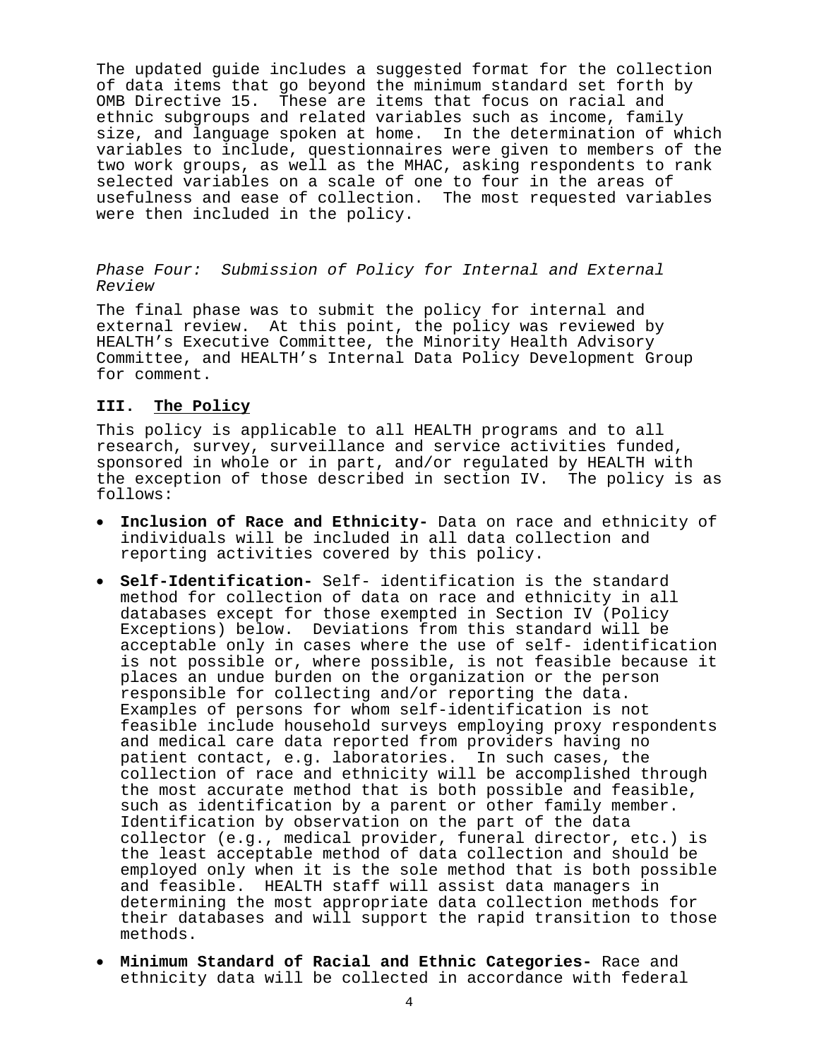The updated guide includes a suggested format for the collection of data items that go beyond the minimum standard set forth by OMB Directive 15. These are items that focus on racial and ethnic subgroups and related variables such as income, family size, and language spoken at home. In the determination of which variables to include, questionnaires were given to members of the two work groups, as well as the MHAC, asking respondents to rank selected variables on a scale of one to four in the areas of usefulness and ease of collection. The most requested variables were then included in the policy.

*Phase Four: Submission of Policy for Internal and External Review*

The final phase was to submit the policy for internal and external review. At this point, the policy was reviewed by HEALTH's Executive Committee, the Minority Health Advisory Committee, and HEALTH's Internal Data Policy Development Group for comment.

## III. The Policy

This policy is applicable to all HEALTH programs and to all research, survey, surveillance and service activities funded, sponsored in whole or in part, and/or regulated by HEALTH with the exception of those described in section IV. The policy is as follows:

- **Inclusion of Race and Ethnicity-** Data on race and ethnicity of individuals will be included in all data collection and reporting activities covered by this policy.
- **Self-Identification-** Self- identification is the standard method for collection of data on race and ethnicity in all databases except for those exempted in Section IV (Policy Exceptions) below. Deviations from this standard will be acceptable only in cases where the use of self- identification is not possible or, where possible, is not feasible because it places an undue burden on the organization or the person responsible for collecting and/or reporting the data. Examples of persons for whom self-identification is not feasible include household surveys employing proxy respondents and medical care data reported from providers having no patient contact, e.g. laboratories. In such cases, the collection of race and ethnicity will be accomplished through the most accurate method that is both possible and feasible, such as identification by a parent or other family member. Identification by observation on the part of the data collector (e.g., medical provider, funeral director, etc.) is the least acceptable method of data collection and should be employed only when it is the sole method that is both possible and feasible. HEALTH staff will assist data managers in determining the most appropriate data collection methods for their databases and will support the rapid transition to those methods.
- **Minimum Standard of Racial and Ethnic Categories-** Race and ethnicity data will be collected in accordance with federal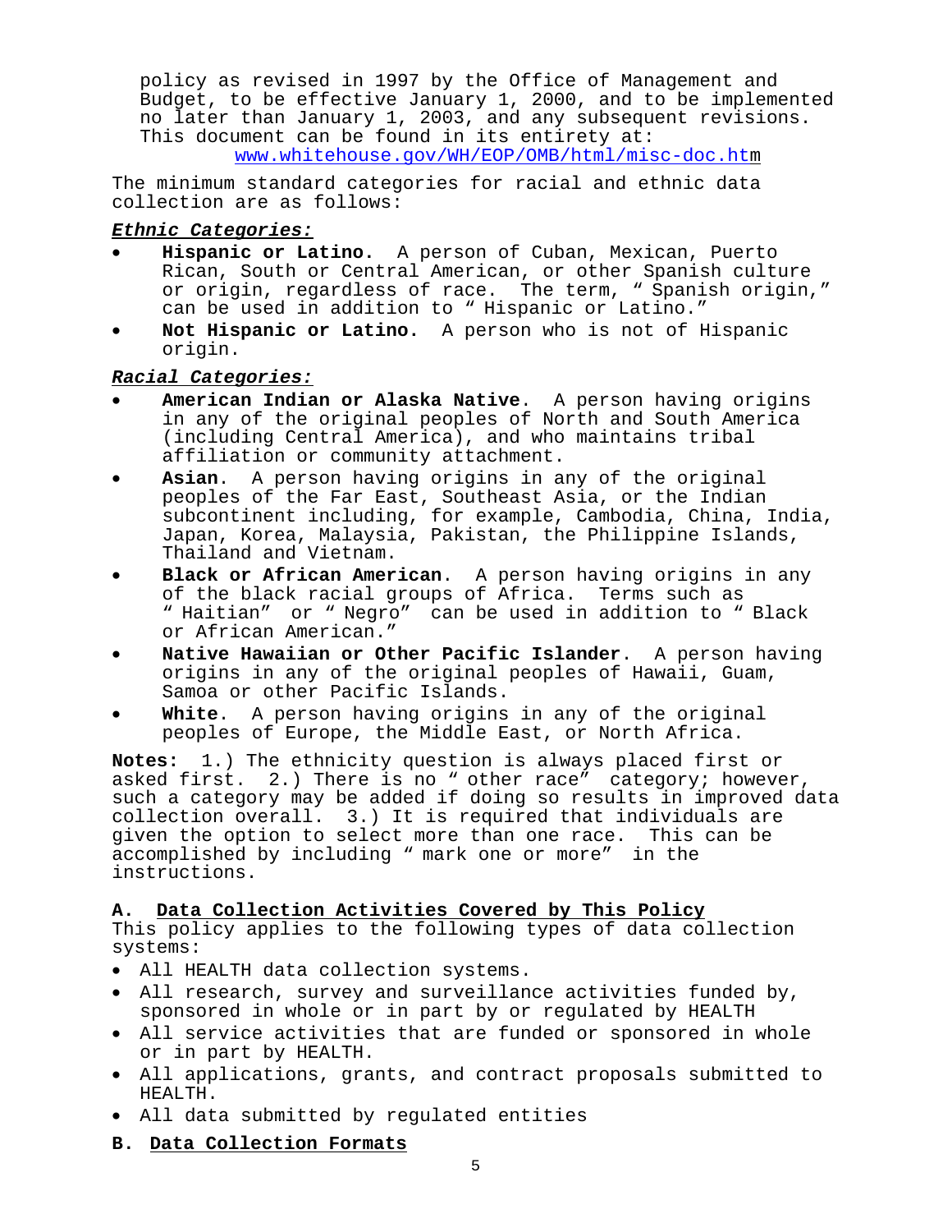policy as revised in 1997 by the Office of Management and Budget, to be effective January 1, 2000, and to be implemented no later than January 1, 2003, and any subsequent revisions. This document can be found in its entirety at: www.whitehouse.gov/WH/EOP/OMB/html/misc-doc.htm

The minimum standard categories for racial and ethnic data collection are as follows:

***Ethnic Categories:***

- **Hispanic or Latino.** A person of Cuban, Mexican, Puerto Rican, South or Central American, or other Spanish culture or origin, regardless of race. The term, " Spanish origin," can be used in addition to " Hispanic or Latino."
- **Not Hispanic or Latino.** A person who is not of Hispanic origin.

***Racial Categories:***

- **American Indian or Alaska Native**. A person having origins in any of the original peoples of North and South America (including Central America), and who maintains tribal affiliation or community attachment.
- **Asian**. A person having origins in any of the original peoples of the Far East, Southeast Asia, or the Indian subcontinent including, for example, Cambodia, China, India, Japan, Korea, Malaysia, Pakistan, the Philippine Islands, Thailand and Vietnam.
- **Black or African American**. A person having origins in any of the black racial groups of Africa. Terms such as " Haitian" or " Negro" can be used in addition to " Black or African American."
- **Native Hawaiian or Other Pacific Islander**. A person having origins in any of the original peoples of Hawaii, Guam, Samoa or other Pacific Islands.
- **White**. A person having origins in any of the original peoples of Europe, the Middle East, or North Africa.

**Notes:** 1.) The ethnicity question is always placed first or asked first. 2.) There is no " other race" category; however, such a category may be added if doing so results in improved data collection overall. 3.) It is required that individuals are given the option to select more than one race. This can be accomplished by including " mark one or more" in the instructions.

## A. Data Collection Activities Covered by This Policy

This policy applies to the following types of data collection systems:

- All HEALTH data collection systems.
- All research, survey and surveillance activities funded by, sponsored in whole or in part by or regulated by HEALTH
- All service activities that are funded or sponsored in whole or in part by HEALTH.
- All applications, grants, and contract proposals submitted to HEALTH.
- All data submitted by regulated entities

## B. Data Collection Formats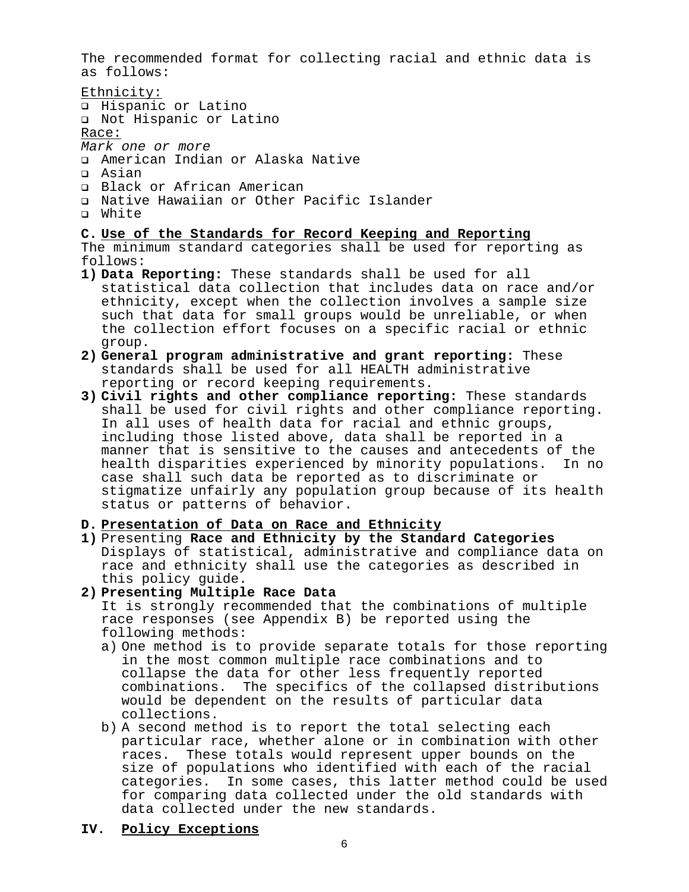The recommended format for collecting racial and ethnic data is as follows:

Ethnicity:

- ❑ Hispanic or Latino
- ❑ Not Hispanic or Latino

Race:

*Mark one or more*

- ❑ American Indian or Alaska Native
- ❑ Asian
- ❑ Black or African American
- ❑ Native Hawaiian or Other Pacific Islander
- ❑ White

### C. Use of the Standards for Record Keeping and Reporting

The minimum standard categories shall be used for reporting as follows:

1) **Data Reporting:** These standards shall be used for all statistical data collection that includes data on race and/or ethnicity, except when the collection involves a sample size such that data for small groups would be unreliable, or when the collection effort focuses on a specific racial or ethnic group.
2) **General program administrative and grant reporting:** These standards shall be used for all HEALTH administrative reporting or record keeping requirements.
3) **Civil rights and other compliance reporting:** These standards shall be used for civil rights and other compliance reporting. In all uses of health data for racial and ethnic groups, including those listed above, data shall be reported in a manner that is sensitive to the causes and antecedents of the health disparities experienced by minority populations. In no case shall such data be reported as to discriminate or stigmatize unfairly any population group because of its health status or patterns of behavior.

### D. Presentation of Data on Race and Ethnicity

1) Presenting **Race and Ethnicity by the Standard Categories**
   Displays of statistical, administrative and compliance data on race and ethnicity shall use the categories as described in this policy guide.
2) **Presenting Multiple Race Data**
   It is strongly recommended that the combinations of multiple race responses (see Appendix B) be reported using the following methods:
   a) One method is to provide separate totals for those reporting in the most common multiple race combinations and to collapse the data for other less frequently reported combinations. The specifics of the collapsed distributions would be dependent on the results of particular data collections.
   b) A second method is to report the total selecting each particular race, whether alone or in combination with other races. These totals would represent upper bounds on the size of populations who identified with each of the racial categories. In some cases, this latter method could be used for comparing data collected under the old standards with data collected under the new standards.

## IV. Policy Exceptions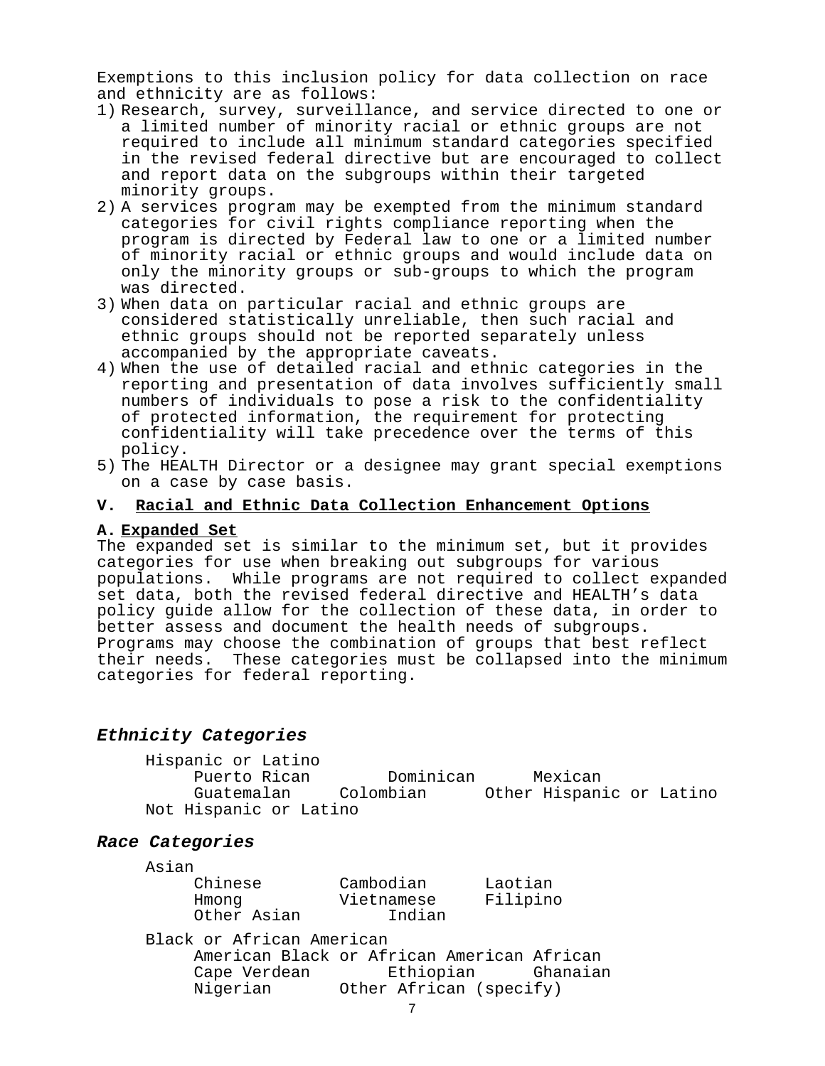Exemptions to this inclusion policy for data collection on race and ethnicity are as follows:

1) Research, survey, surveillance, and service directed to one or a limited number of minority racial or ethnic groups are not required to include all minimum standard categories specified in the revised federal directive but are encouraged to collect and report data on the subgroups within their targeted minority groups.
2) A services program may be exempted from the minimum standard categories for civil rights compliance reporting when the program is directed by Federal law to one or a limited number of minority racial or ethnic groups and would include data on only the minority groups or sub-groups to which the program was directed.
3) When data on particular racial and ethnic groups are considered statistically unreliable, then such racial and ethnic groups should not be reported separately unless accompanied by the appropriate caveats.
4) When the use of detailed racial and ethnic categories in the reporting and presentation of data involves sufficiently small numbers of individuals to pose a risk to the confidentiality of protected information, the requirement for protecting confidentiality will take precedence over the terms of this policy.
5) The HEALTH Director or a designee may grant special exemptions on a case by case basis.

## V. Racial and Ethnic Data Collection Enhancement Options

### A. Expanded Set

The expanded set is similar to the minimum set, but it provides categories for use when breaking out subgroups for various populations. While programs are not required to collect expanded set data, both the revised federal directive and HEALTH's data policy guide allow for the collection of these data, in order to better assess and document the health needs of subgroups. Programs may choose the combination of groups that best reflect their needs. These categories must be collapsed into the minimum categories for federal reporting.

### *Ethnicity Categories*

- Hispanic or Latino
  - Puerto Rican
  - Dominican
  - Mexican
  - Guatemalan
  - Colombian
  - Other Hispanic or Latino
- Not Hispanic or Latino

### *Race Categories*

- Asian
  - Chinese
  - Cambodian
  - Laotian
  - Hmong
  - Vietnamese
  - Filipino
  - Other Asian
  - Indian
- Black or African American
  - American Black or African American
  - African
  - Cape Verdean
  - Ethiopian
  - Ghanaian
  - Nigerian
  - Other African (specify)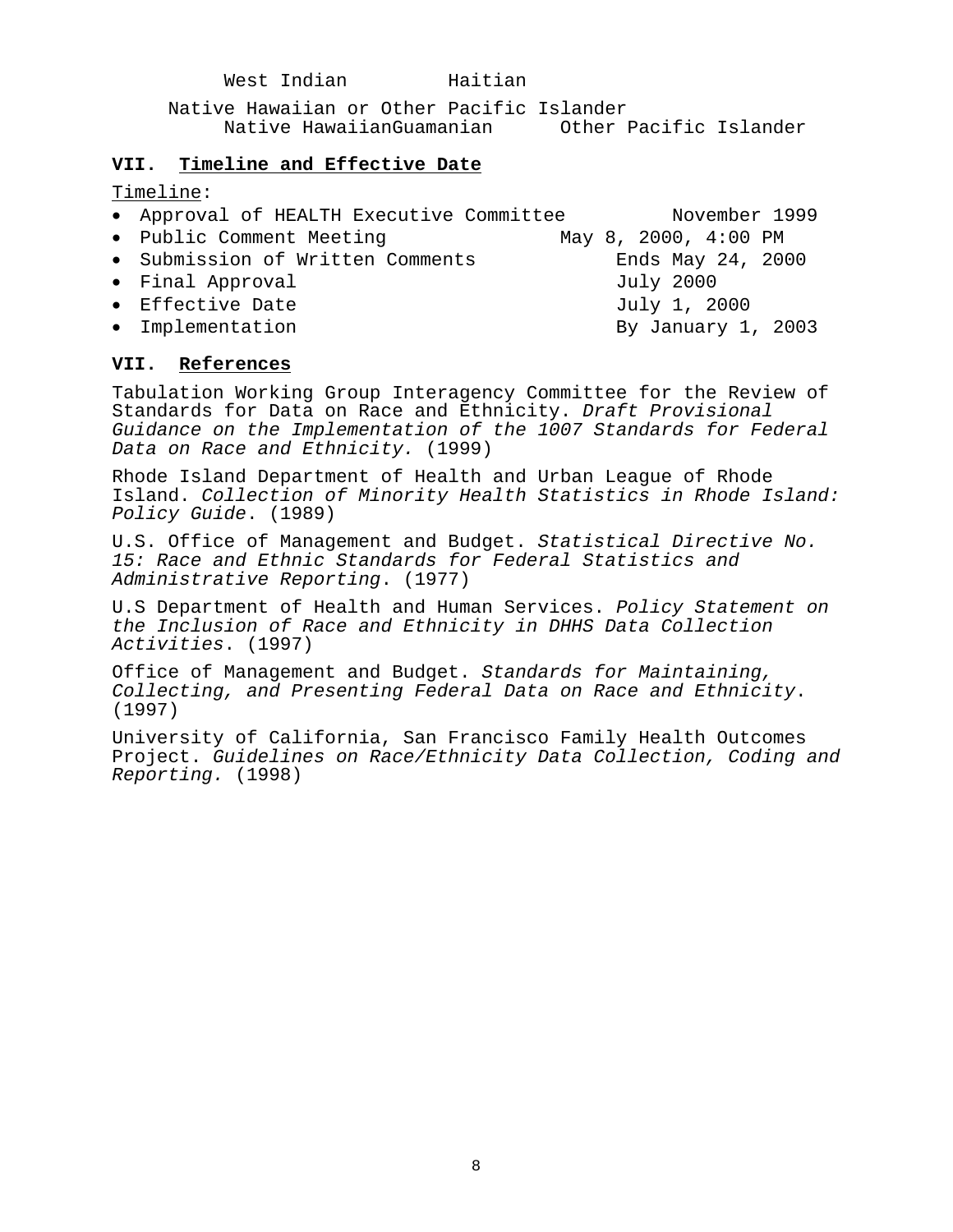West Indian Haitian

Native Hawaiian or Other Pacific Islander
Native HawaiianGuamanian Other Pacific Islander

## VII. Timeline and Effective Date

Timeline:

- Approval of HEALTH Executive Committee November 1999
- Public Comment Meeting May 8, 2000, 4:00 PM
- Submission of Written Comments Ends May 24, 2000
- Final Approval July 2000
- Effective Date July 1, 2000
- Implementation By January 1, 2003

## VII. References

Tabulation Working Group Interagency Committee for the Review of Standards for Data on Race and Ethnicity. *Draft Provisional Guidance on the Implementation of the 1007 Standards for Federal Data on Race and Ethnicity.* (1999)

Rhode Island Department of Health and Urban League of Rhode Island. *Collection of Minority Health Statistics in Rhode Island: Policy Guide*. (1989)

U.S. Office of Management and Budget. *Statistical Directive No. 15: Race and Ethnic Standards for Federal Statistics and Administrative Reporting*. (1977)

U.S Department of Health and Human Services. *Policy Statement on the Inclusion of Race and Ethnicity in DHHS Data Collection Activities*. (1997)

Office of Management and Budget. *Standards for Maintaining, Collecting, and Presenting Federal Data on Race and Ethnicity*. (1997)

University of California, San Francisco Family Health Outcomes Project. *Guidelines on Race/Ethnicity Data Collection, Coding and Reporting.* (1998)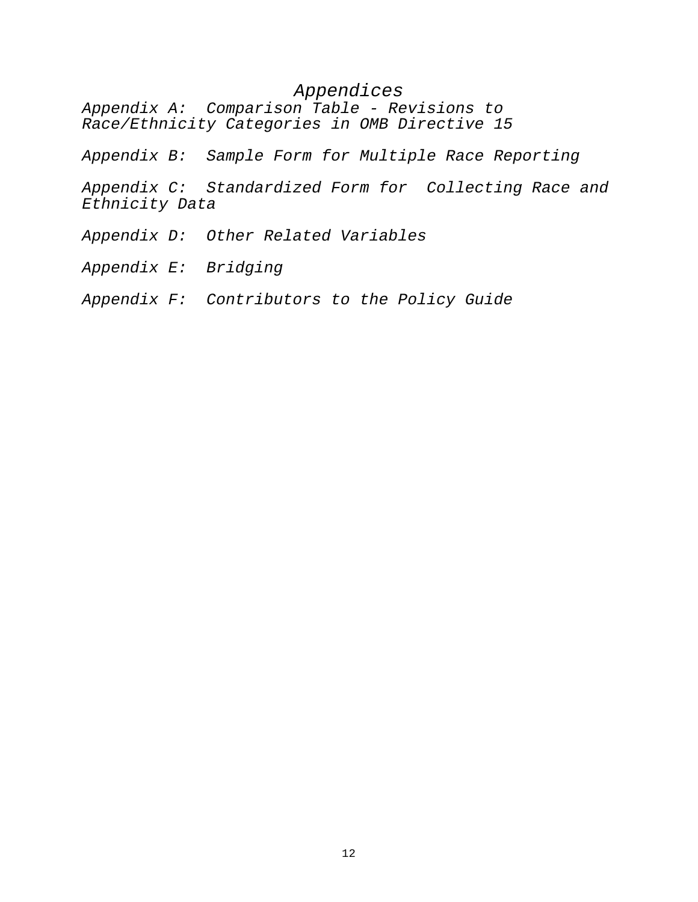# *Appendices*

*Appendix A: Comparison Table - Revisions to Race/Ethnicity Categories in OMB Directive 15*

*Appendix B: Sample Form for Multiple Race Reporting*

*Appendix C: Standardized Form for Collecting Race and Ethnicity Data*

*Appendix D: Other Related Variables*

*Appendix E: Bridging*

*Appendix F: Contributors to the Policy Guide*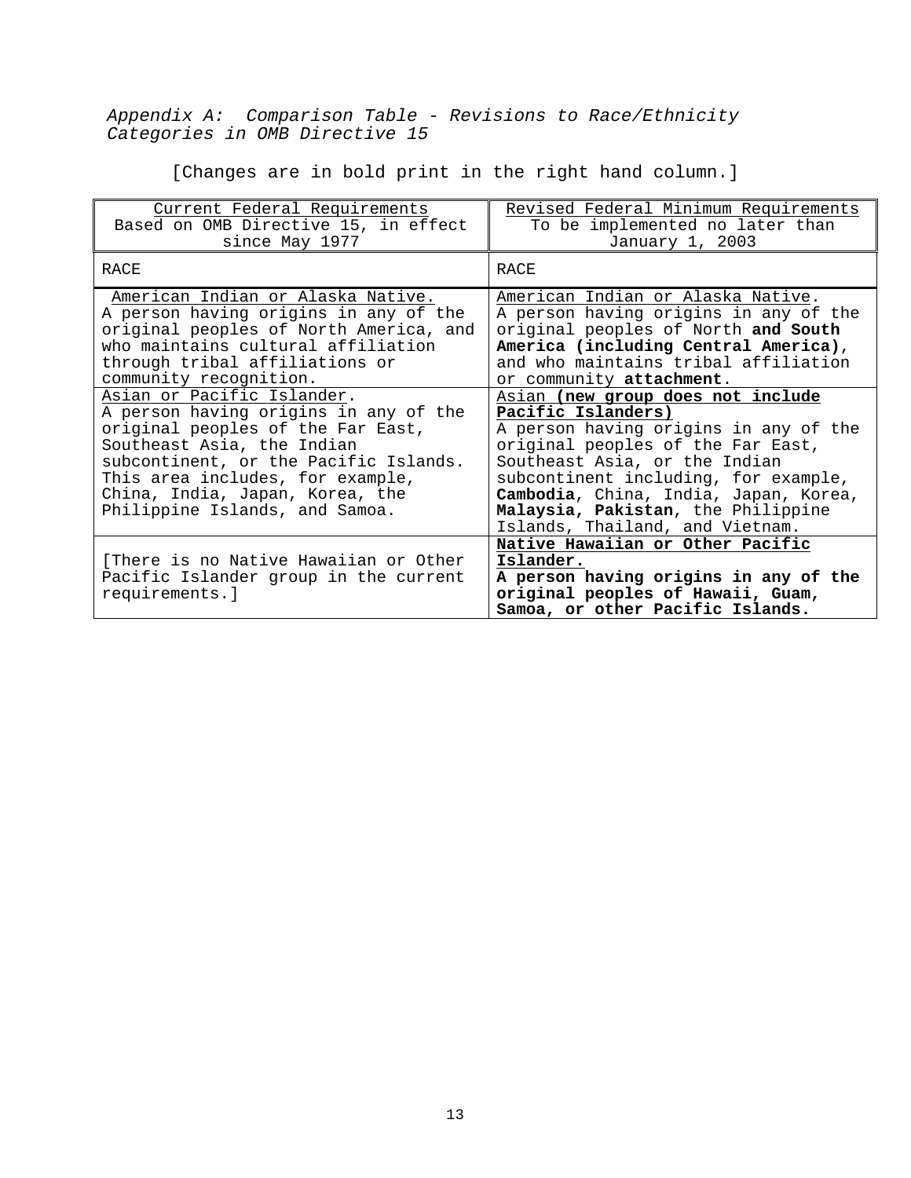*Appendix A: Comparison Table - Revisions to Race/Ethnicity Categories in OMB Directive 15*

[Changes are in bold print in the right hand column.]

| Current Federal Requirements<br>Based on OMB Directive 15, in effect since May 1977 | Revised Federal Minimum Requirements<br>To be implemented no later than January 1, 2003 |
|---|---|
| RACE | RACE |
| American Indian or Alaska Native.<br>A person having origins in any of the original peoples of North America, and who maintains cultural affiliation through tribal affiliations or community recognition. | American Indian or Alaska Native.<br>A person having origins in any of the original peoples of North **and South America (including Central America)**, and who maintains tribal affiliation or community **attachment**. |
| Asian or Pacific Islander.<br>A person having origins in any of the original peoples of the Far East, Southeast Asia, the Indian subcontinent, or the Pacific Islands. This area includes, for example, China, India, Japan, Korea, the Philippine Islands, and Samoa. | Asian **(new group does not include Pacific Islanders)**<br>A person having origins in any of the original peoples of the Far East, Southeast Asia, or the Indian subcontinent including, for example, **Cambodia**, China, India, Japan, Korea, **Malaysia**, **Pakistan**, the Philippine Islands, Thailand, and Vietnam. |
| [There is no Native Hawaiian or Other Pacific Islander group in the current requirements.] | **Native Hawaiian or Other Pacific Islander.**<br>**A person having origins in any of the original peoples of Hawaii, Guam, Samoa, or other Pacific Islands.** |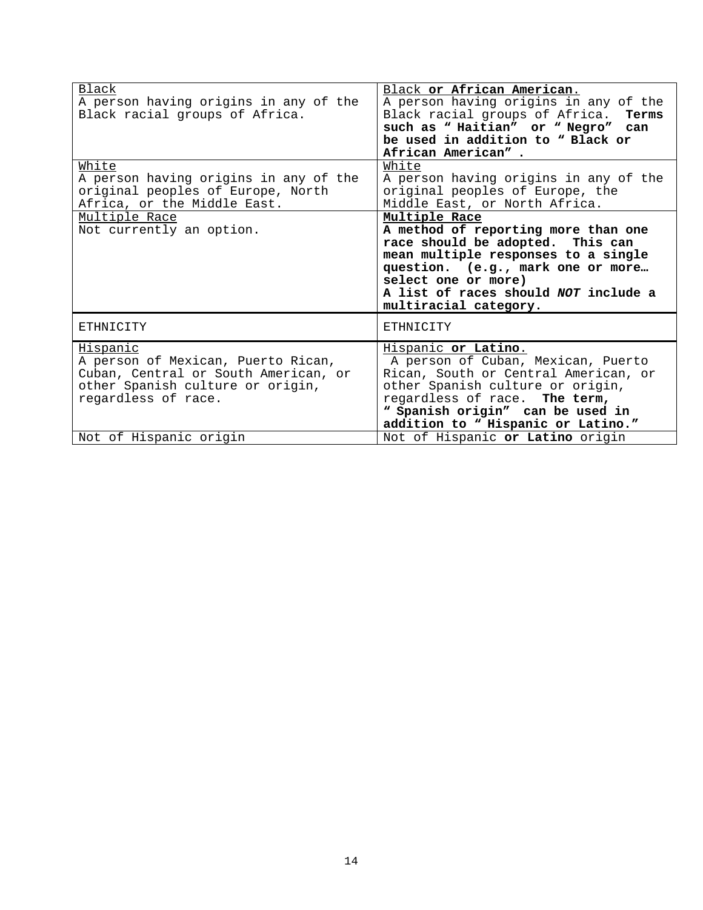| | |
|---|---|
| Black<br>A person having origins in any of the Black racial groups of Africa. | Black **or African American**.<br>A person having origins in any of the Black racial groups of Africa. **Terms such as " Haitian" or " Negro" can be used in addition to " Black or African American" .** |
| White<br>A person having origins in any of the original peoples of Europe, North Africa, or the Middle East. | White<br>A person having origins in any of the original peoples of Europe, the Middle East, or North Africa. |
| Multiple Race<br>Not currently an option. | **Multiple Race**<br>**A method of reporting more than one race should be adopted. This can mean multiple responses to a single question. (e.g., mark one or more… select one or more)**<br>**A list of races should *NOT* include a multiracial category.** |
| ETHNICITY | ETHNICITY |
| Hispanic<br>A person of Mexican, Puerto Rican, Cuban, Central or South American, or other Spanish culture or origin, regardless of race. | Hispanic **or Latino**.<br>A person of Cuban, Mexican, Puerto Rican, South or Central American, or other Spanish culture or origin, regardless of race. **The term, " Spanish origin" can be used in addition to " Hispanic or Latino."** |
| Not of Hispanic origin | Not of Hispanic **or Latino** origin |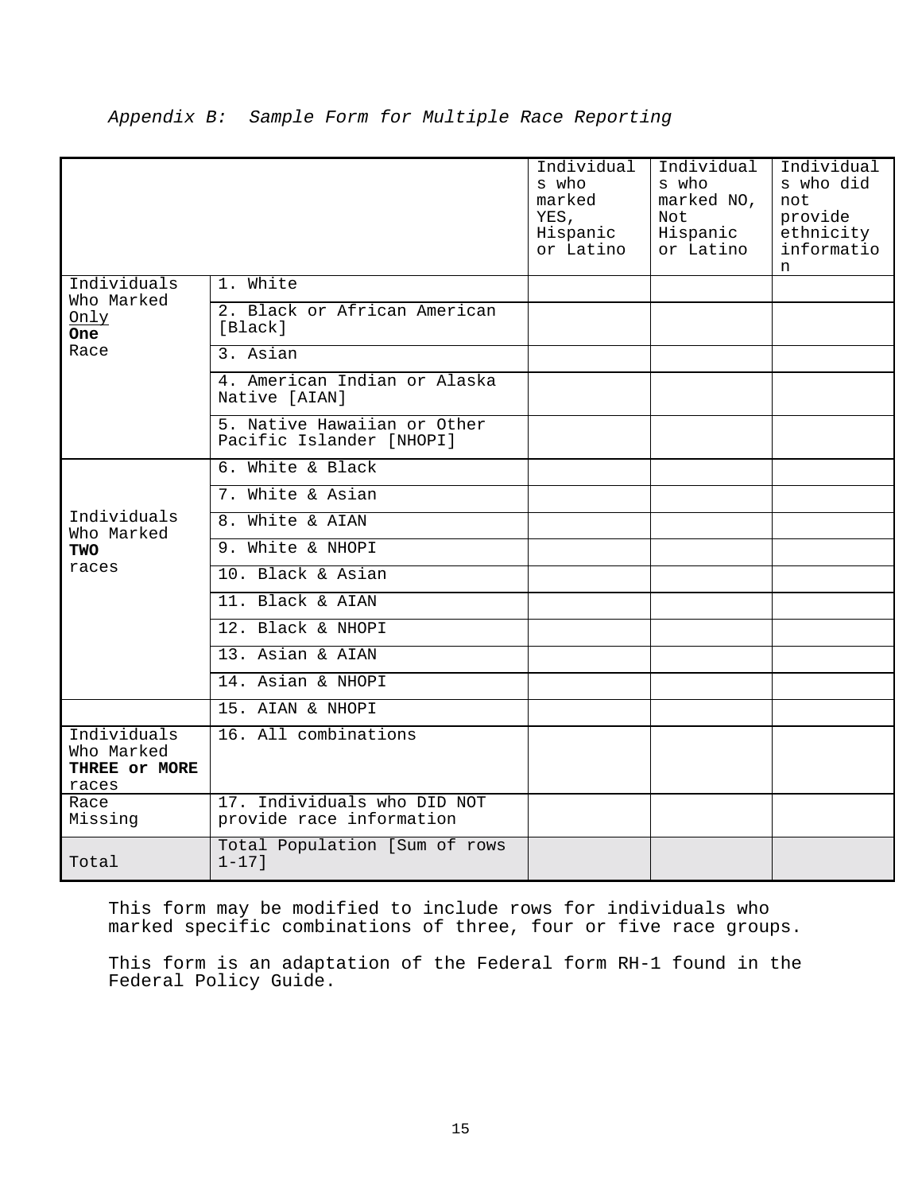*Appendix B: Sample Form for Multiple Race Reporting*

| | | Individuals who marked YES, Hispanic or Latino | Individuals who marked NO, Not Hispanic or Latino | Individuals who did not provide ethnicity information |
|---|---|---|---|---|
| Individuals Who Marked <u>Only</u> **One** Race | 1. White | | | |
| | 2. Black or African American [Black] | | | |
| | 3. Asian | | | |
| | 4. American Indian or Alaska Native [AIAN] | | | |
| | 5. Native Hawaiian or Other Pacific Islander [NHOPI] | | | |
| Individuals Who Marked **TWO** races | 6. White & Black | | | |
| | 7. White & Asian | | | |
| | 8. White & AIAN | | | |
| | 9. White & NHOPI | | | |
| | 10. Black & Asian | | | |
| | 11. Black & AIAN | | | |
| | 12. Black & NHOPI | | | |
| | 13. Asian & AIAN | | | |
| | 14. Asian & NHOPI | | | |
| | 15. AIAN & NHOPI | | | |
| Individuals Who Marked **THREE or MORE** races | 16. All combinations | | | |
| Race Missing | 17. Individuals who DID NOT provide race information | | | |
| Total | Total Population [Sum of rows 1-17] | | | |

This form may be modified to include rows for individuals who marked specific combinations of three, four or five race groups.

This form is an adaptation of the Federal form RH-1 found in the Federal Policy Guide.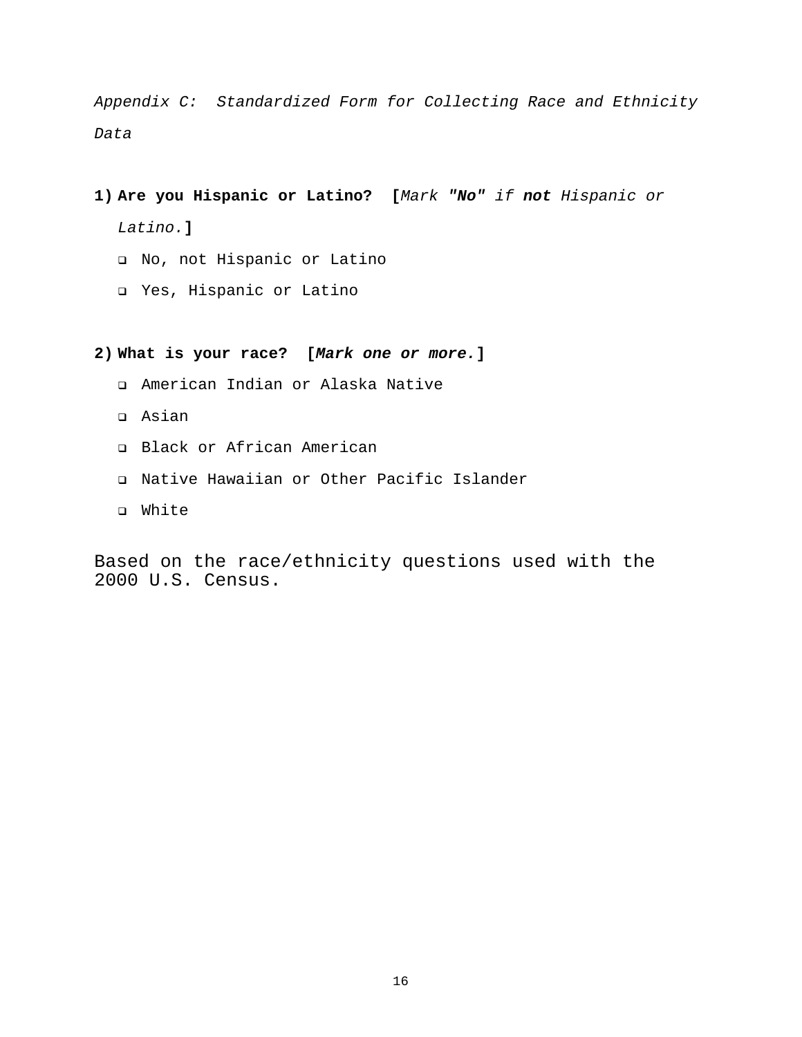*Appendix C: Standardized Form for Collecting Race and Ethnicity Data*

1) **Are you Hispanic or Latino? [***Mark* ***"No"*** *if* ***not*** *Hispanic or Latino.***]**
   - ❑ No, not Hispanic or Latino
   - ❑ Yes, Hispanic or Latino

2) **What is your race? [*Mark one or more.*]**
   - ❑ American Indian or Alaska Native
   - ❑ Asian
   - ❑ Black or African American
   - ❑ Native Hawaiian or Other Pacific Islander
   - ❑ White

Based on the race/ethnicity questions used with the 2000 U.S. Census.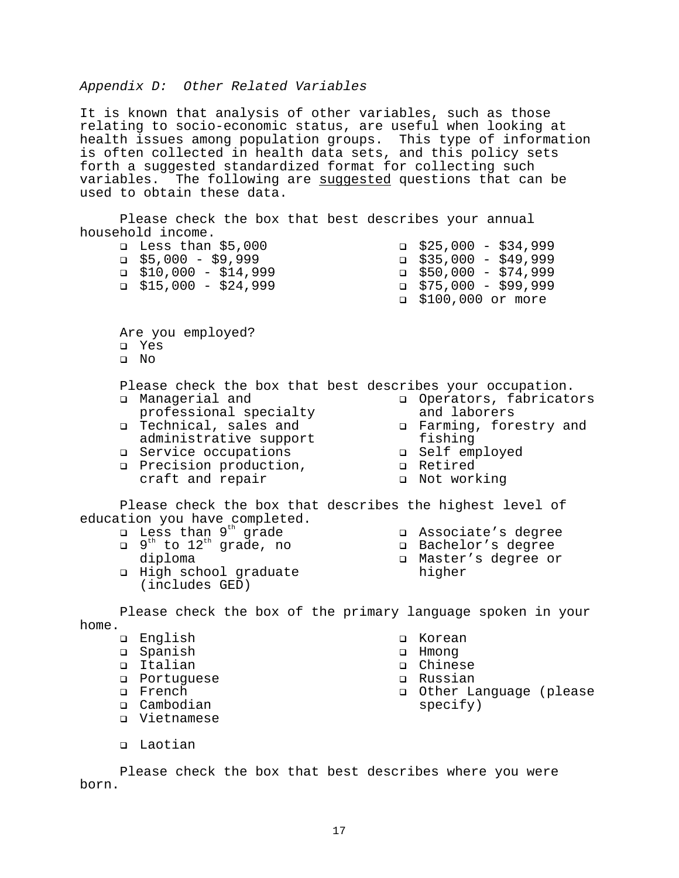*Appendix D: Other Related Variables*

It is known that analysis of other variables, such as those relating to socio-economic status, are useful when looking at health issues among population groups. This type of information is often collected in health data sets, and this policy sets forth a suggested standardized format for collecting such variables. The following are <u>suggested</u> questions that can be used to obtain these data.

Please check the box that best describes your annual household income.

- ❑ Less than $5,000
- ❑ $5,000 - $9,999
- ❑ $10,000 - $14,999
- ❑ $15,000 - $24,999
- ❑ $25,000 - $34,999
- ❑ $35,000 - $49,999
- ❑ $50,000 - $74,999
- ❑ $75,000 - $99,999
- ❑ $100,000 or more

Are you employed?

- ❑ Yes
- ❑ No

Please check the box that best describes your occupation.

- ❑ Managerial and professional specialty
- ❑ Technical, sales and administrative support
- ❑ Service occupations
- ❑ Precision production, craft and repair
- ❑ Operators, fabricators and laborers
- ❑ Farming, forestry and fishing
- ❑ Self employed
- ❑ Retired
- ❑ Not working

Please check the box that describes the highest level of education you have completed.

- ❑ Less than 9th grade
- ❑ 9th to 12th grade, no diploma
- ❑ High school graduate (includes GED)
- ❑ Associate's degree
- ❑ Bachelor's degree
- ❑ Master's degree or higher

Please check the box of the primary language spoken in your home.

- ❑ English
- ❑ Spanish
- ❑ Italian
- ❑ Portuguese
- ❑ French
- ❑ Cambodian
- ❑ Vietnamese
- ❑ Korean
- ❑ Hmong
- ❑ Chinese
- ❑ Russian
- ❑ Other Language (please specify)
- ❑ Laotian

Please check the box that best describes where you were born.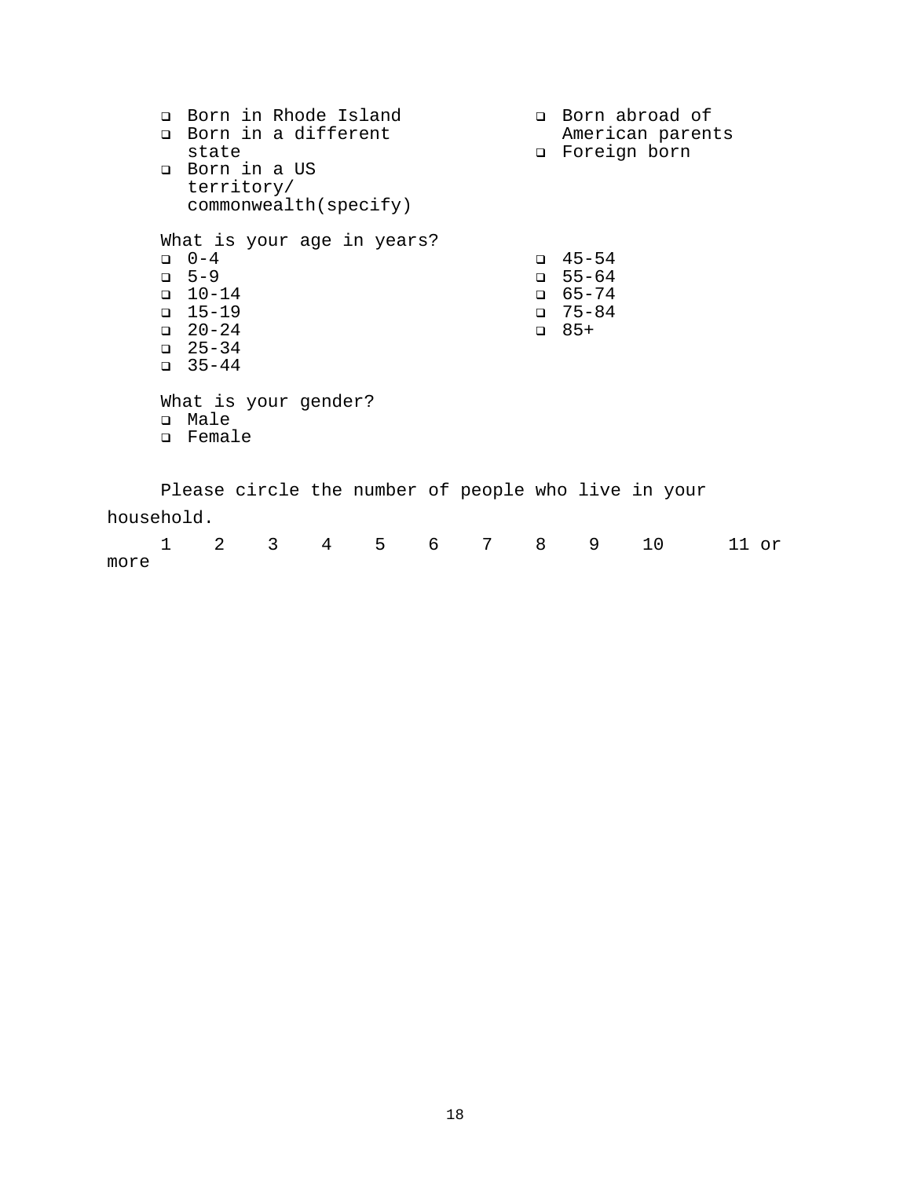- ☐ Born in Rhode Island
- ☐ Born in a different state
- ☐ Born in a US territory/ commonwealth(specify)
- ☐ Born abroad of American parents
- ☐ Foreign born

What is your age in years?

- ☐ 0-4
- ☐ 5-9
- ☐ 10-14
- ☐ 15-19
- ☐ 20-24
- ☐ 25-34
- ☐ 35-44
- ☐ 45-54
- ☐ 55-64
- ☐ 65-74
- ☐ 75-84
- ☐ 85+

What is your gender?

- ☐ Male
- ☐ Female

Please circle the number of people who live in your household.

1 2 3 4 5 6 7 8 9 10 11 or more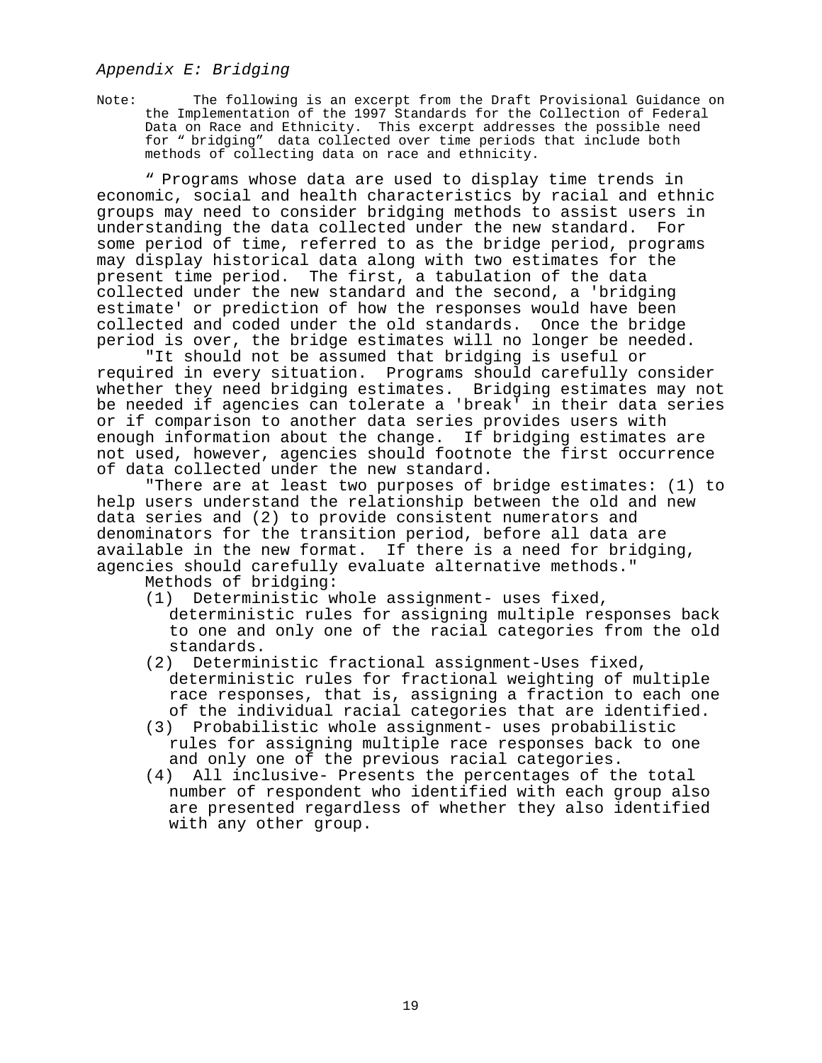*Appendix E: Bridging*

Note: The following is an excerpt from the Draft Provisional Guidance on the Implementation of the 1997 Standards for the Collection of Federal Data on Race and Ethnicity. This excerpt addresses the possible need for " bridging" data collected over time periods that include both methods of collecting data on race and ethnicity.

" Programs whose data are used to display time trends in economic, social and health characteristics by racial and ethnic groups may need to consider bridging methods to assist users in understanding the data collected under the new standard. For some period of time, referred to as the bridge period, programs may display historical data along with two estimates for the present time period. The first, a tabulation of the data collected under the new standard and the second, a 'bridging estimate' or prediction of how the responses would have been collected and coded under the old standards. Once the bridge period is over, the bridge estimates will no longer be needed.

"It should not be assumed that bridging is useful or required in every situation. Programs should carefully consider whether they need bridging estimates. Bridging estimates may not be needed if agencies can tolerate a 'break' in their data series or if comparison to another data series provides users with enough information about the change. If bridging estimates are not used, however, agencies should footnote the first occurrence of data collected under the new standard.

"There are at least two purposes of bridge estimates: (1) to help users understand the relationship between the old and new data series and (2) to provide consistent numerators and denominators for the transition period, before all data are available in the new format. If there is a need for bridging, agencies should carefully evaluate alternative methods."

Methods of bridging:

(1) Deterministic whole assignment- uses fixed, deterministic rules for assigning multiple responses back to one and only one of the racial categories from the old standards.

(2) Deterministic fractional assignment-Uses fixed, deterministic rules for fractional weighting of multiple race responses, that is, assigning a fraction to each one of the individual racial categories that are identified.

(3) Probabilistic whole assignment- uses probabilistic rules for assigning multiple race responses back to one and only one of the previous racial categories.

(4) All inclusive- Presents the percentages of the total number of respondent who identified with each group also are presented regardless of whether they also identified with any other group.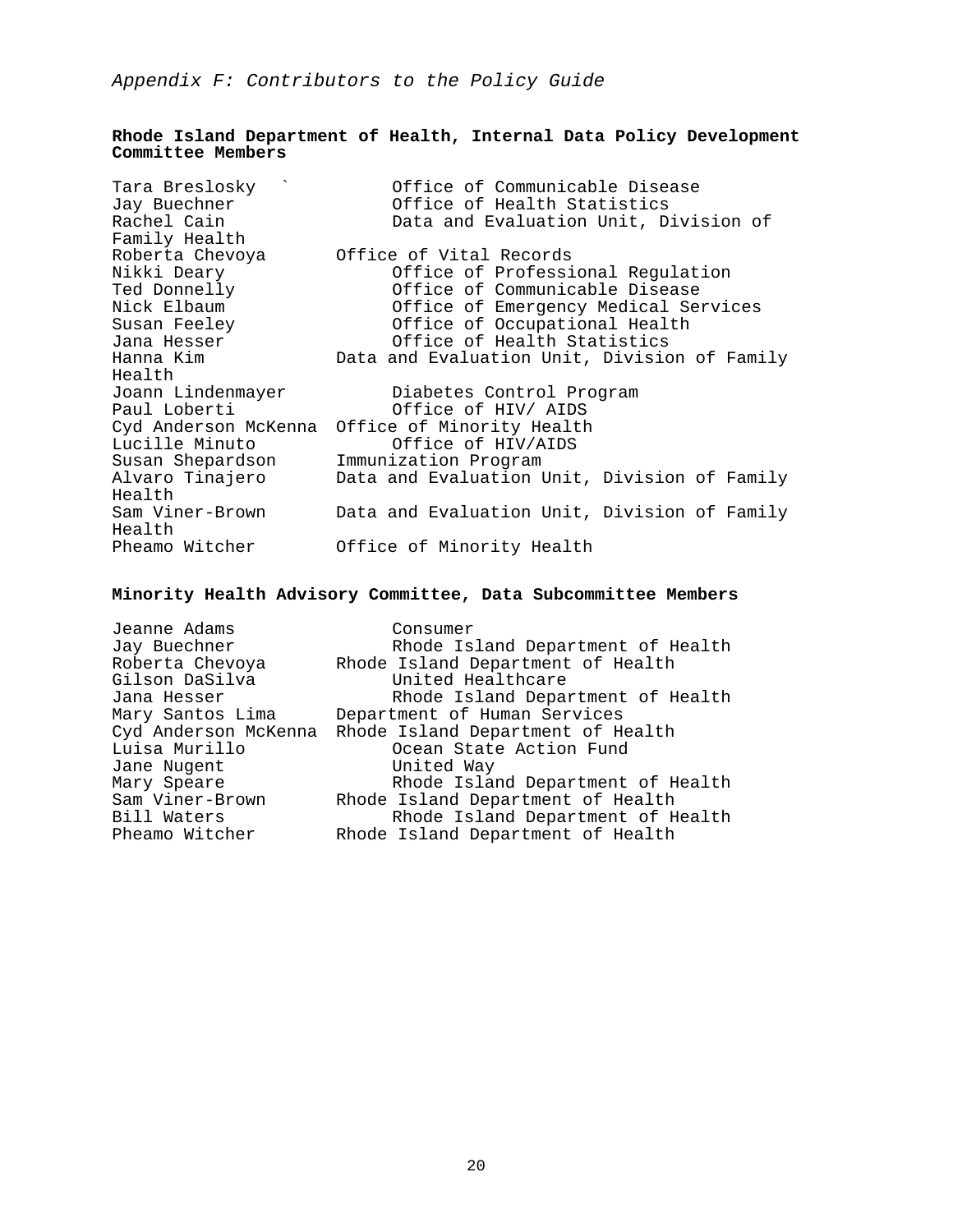*Appendix F: Contributors to the Policy Guide*

**Rhode Island Department of Health, Internal Data Policy Development Committee Members**

| | |
|---|---|
| Tara Breslosky ` | Office of Communicable Disease |
| Jay Buechner | Office of Health Statistics |
| Rachel Cain | Data and Evaluation Unit, Division of Family Health |
| Roberta Chevoya | Office of Vital Records |
| Nikki Deary | Office of Professional Regulation |
| Ted Donnelly | Office of Communicable Disease |
| Nick Elbaum | Office of Emergency Medical Services |
| Susan Feeley | Office of Occupational Health |
| Jana Hesser | Office of Health Statistics |
| Hanna Kim | Data and Evaluation Unit, Division of Family Health |
| Joann Lindenmayer | Diabetes Control Program |
| Paul Loberti | Office of HIV/ AIDS |
| Cyd Anderson McKenna | Office of Minority Health |
| Lucille Minuto | Office of HIV/AIDS |
| Susan Shepardson | Immunization Program |
| Alvaro Tinajero | Data and Evaluation Unit, Division of Family Health |
| Sam Viner-Brown | Data and Evaluation Unit, Division of Family Health |
| Pheamo Witcher | Office of Minority Health |

**Minority Health Advisory Committee, Data Subcommittee Members**

| | |
|---|---|
| Jeanne Adams | Consumer |
| Jay Buechner | Rhode Island Department of Health |
| Roberta Chevoya | Rhode Island Department of Health |
| Gilson DaSilva | United Healthcare |
| Jana Hesser | Rhode Island Department of Health |
| Mary Santos Lima | Department of Human Services |
| Cyd Anderson McKenna | Rhode Island Department of Health |
| Luisa Murillo | Ocean State Action Fund |
| Jane Nugent | United Way |
| Mary Speare | Rhode Island Department of Health |
| Sam Viner-Brown | Rhode Island Department of Health |
| Bill Waters | Rhode Island Department of Health |
| Pheamo Witcher | Rhode Island Department of Health |